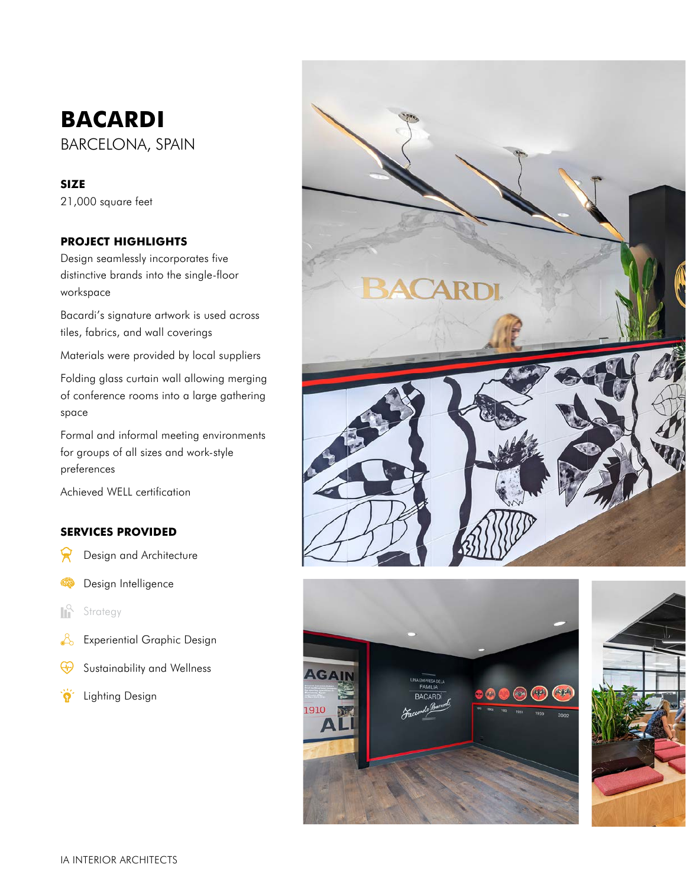# BACARDI

BARCELONA, SPAIN

**SIZE**

21,000 square feet

**PROJECT HIGHLIGHTS**

Design seamlessly incorporates five distinctive brands into the single-floor workspace

Bacardi's signature artwork is used across tiles, fabrics, and wall coverings

Materials were provided by local suppliers

Folding glass curtain wall allowing merging of conference rooms into a large gathering space

Formal and informal meeting environments for groups of all sizes and work-style preferences

Achieved WELL certification

**SERVICES PROVIDED**

- Design and Architecture
- Design Intelligence
- Strategy
- Experiential Graphic Design
- Sustainability and Wellness
- Lighting Design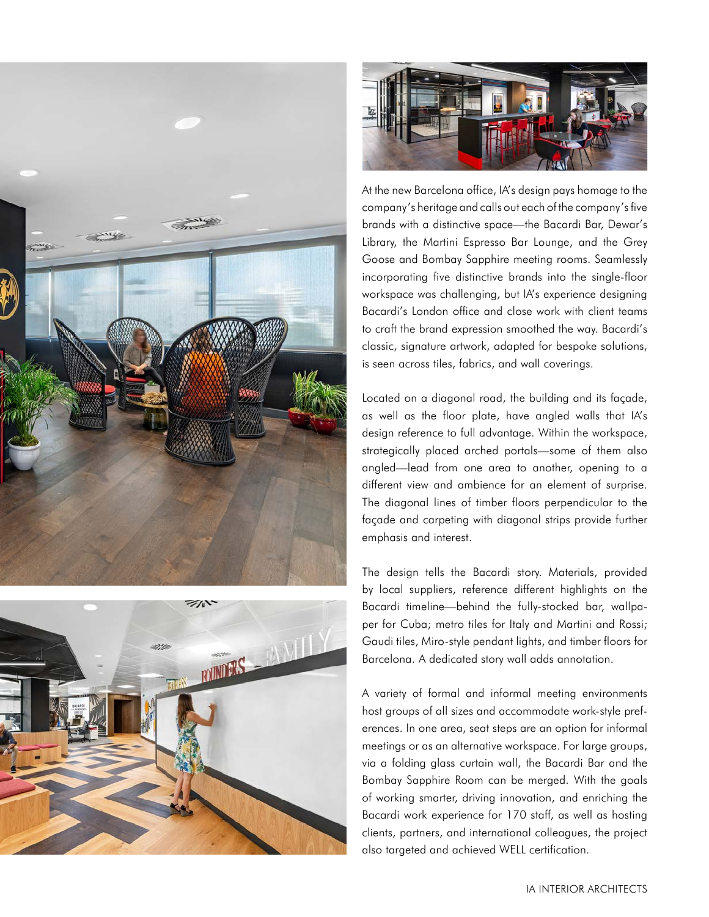At the new Barcelona office, IA's design pays homage to the company's heritage and calls out each of the company's five brands with a distinctive space—the Bacardi Bar, Dewar's Library, the Martini Espresso Bar Lounge, and the Grey Goose and Bombay Sapphire meeting rooms. Seamlessly incorporating five distinctive brands into the single-floor workspace was challenging, but IA's experience designing Bacardi's London office and close work with client teams to craft the brand expression smoothed the way. Bacardi's classic, signature artwork, adapted for bespoke solutions, is seen across tiles, fabrics, and wall coverings.

Located on a diagonal road, the building and its façade, as well as the floor plate, have angled walls that IA's design reference to full advantage. Within the workspace, strategically placed arched portals—some of them also angled—lead from one area to another, opening to a different view and ambience for an element of surprise. The diagonal lines of timber floors perpendicular to the façade and carpeting with diagonal strips provide further emphasis and interest.

The design tells the Bacardi story. Materials, provided by local suppliers, reference different highlights on the Bacardi timeline—behind the fully-stocked bar, wallpaper for Cuba; metro tiles for Italy and Martini and Rossi; Gaudi tiles, Miro-style pendant lights, and timber floors for Barcelona. A dedicated story wall adds annotation.

A variety of formal and informal meeting environments host groups of all sizes and accommodate work-style preferences. In one area, seat steps are an option for informal meetings or as an alternative workspace. For large groups, via a folding glass curtain wall, the Bacardi Bar and the Bombay Sapphire Room can be merged. With the goals of working smarter, driving innovation, and enriching the Bacardi work experience for 170 staff, as well as hosting clients, partners, and international colleagues, the project also targeted and achieved WELL certification.